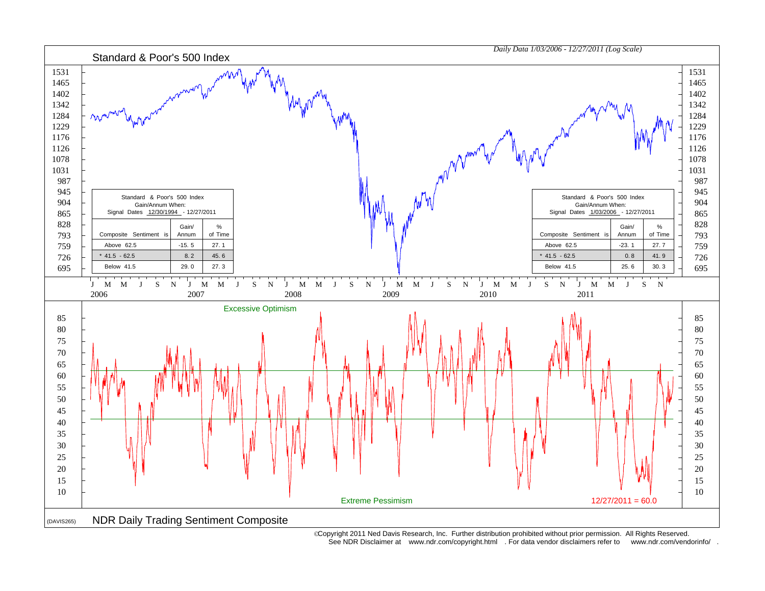*Daily Data 1/03/2006 - 12/27/2011 (Log Scale)*

## Standard & Poor's 500 Index

Standard & Poor's 500 Index
Gain/Annum When:
Signal Dates 12/30/1994 - 12/27/2011

| Composite Sentiment is | Gain/ Annum | % of Time |
|---|---|---|
| Above 62.5 | -15.5 | 27.1 |
| * 41.5 - 62.5 | 8.2 | 45.6 |
| Below 41.5 | 29.0 | 27.3 |

Standard & Poor's 500 Index
Gain/Annum When:
Signal Dates 1/03/2006 - 12/27/2011

| Composite Sentiment is | Gain/ Annum | % of Time |
|---|---|---|
| Above 62.5 | -23.1 | 27.7 |
| * 41.5 - 62.5 | 0.8 | 41.9 |
| Below 41.5 | 25.6 | 30.3 |

Excessive Optimism

Extreme Pessimism

12/27/2011 = 60.0

(DAVIS265)

## NDR Daily Trading Sentiment Composite

©Copyright 2011 Ned Davis Research, Inc. Further distribution prohibited without prior permission. All Rights Reserved.
See NDR Disclaimer at www.ndr.com/copyright.html . For data vendor disclaimers refer to www.ndr.com/vendorinfo/ .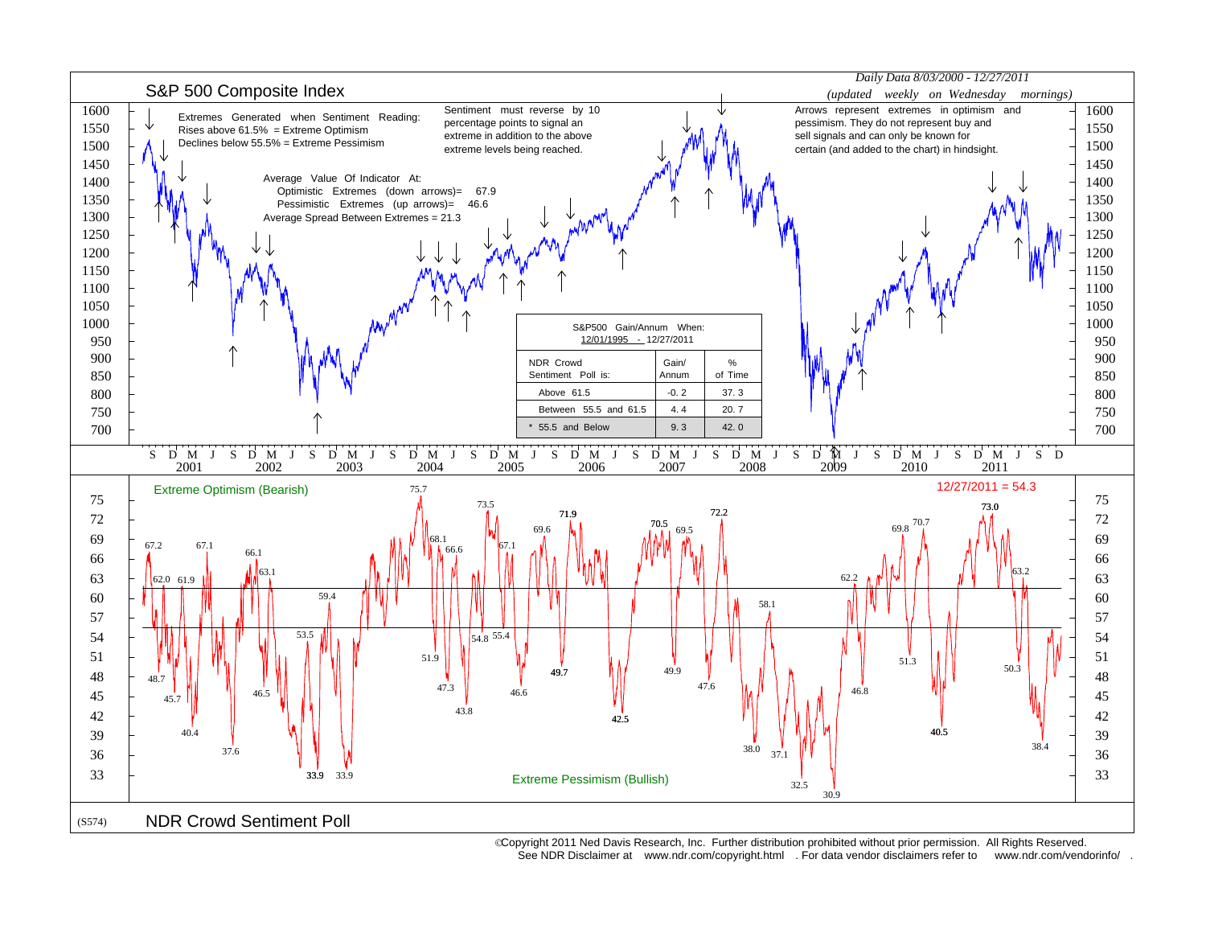Daily Data 8/03/2000 - 12/27/2011
(updated weekly on Wednesday mornings)

S&P 500 Composite Index

Extremes Generated when Sentiment Reading:
Rises above 61.5% = Extreme Optimism
Declines below 55.5% = Extreme Pessimism

Sentiment must reverse by 10 percentage points to signal an extreme in addition to the above extreme levels being reached.

Arrows represent extremes in optimism and pessimism. They do not represent buy and sell signals and can only be known for certain (and added to the chart) in hindsight.

Average Value Of Indicator At:
Optimistic Extremes (down arrows)= 67.9
Pessimistic Extremes (up arrows)= 46.6
Average Spread Between Extremes = 21.3

S&P500 Gain/Annum When:
12/01/1995 - 12/27/2011

| NDR Crowd Sentiment Poll is: | Gain/ Annum | % of Time |
|---|---|---|
| Above 61.5 | -0.2 | 37.3 |
| Between 55.5 and 61.5 | 4.4 | 20.7 |
| * 55.5 and Below | 9.3 | 42.0 |

1600 1550 1500 1450 1400 1350 1300 1250 1200 1150 1100 1050 1000 950 900 850 800 750 700

2001 2002 2003 2004 2005 2006 2007 2008 2009 2010 2011

Extreme Optimism (Bearish)

12/27/2011 = 54.3

75 72 69 66 63 60 57 54 51 48 45 42 39 36 33

67.2 62.0 61.9 67.1 66.1 63.1 59.4 53.5 75.7 68.1 66.6 73.5 54.8 55.4 67.1 69.6 71.9 70.5 69.5 72.2 58.1 62.2 69.8 70.7 73.0 63.2

48.7 45.7 40.4 37.6 46.5 33.9 33.9 51.9 47.3 43.8 46.6 49.7 42.5 49.9 47.6 38.0 37.1 32.5 30.9 46.8 51.3 40.5 50.3 38.4

Extreme Pessimism (Bullish)

(S574) NDR Crowd Sentiment Poll

©Copyright 2011 Ned Davis Research, Inc. Further distribution prohibited without prior permission. All Rights Reserved.
See NDR Disclaimer at www.ndr.com/copyright.html . For data vendor disclaimers refer to www.ndr.com/vendorinfo/ .